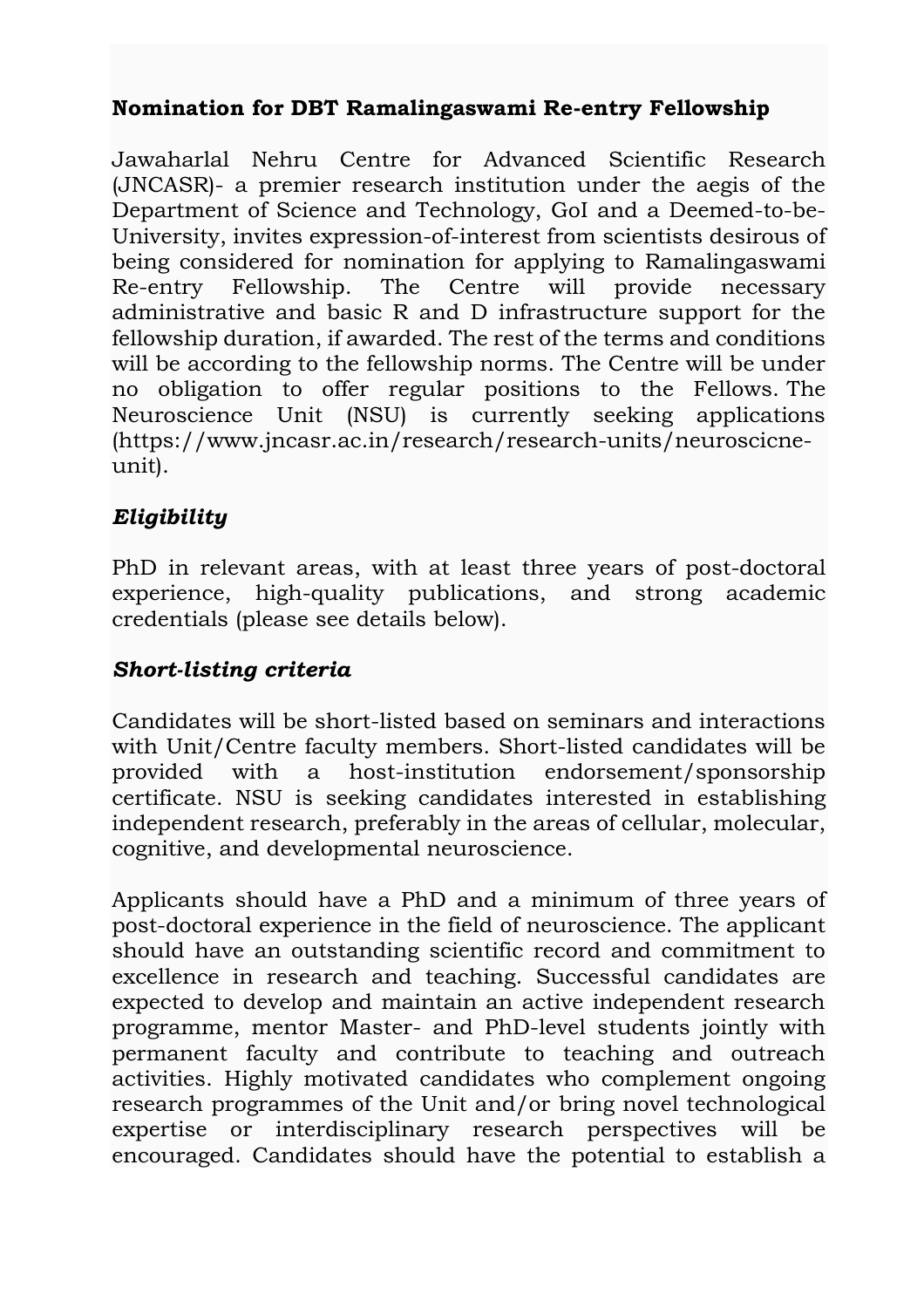**Nomination for DBT Ramalingaswami Re-entry Fellowship**

Jawaharlal Nehru Centre for Advanced Scientific Research (JNCASR)- a premier research institution under the aegis of the Department of Science and Technology, GoI and a Deemed-to-be-University, invites expression-of-interest from scientists desirous of being considered for nomination for applying to Ramalingaswami Re-entry Fellowship. The Centre will provide necessary administrative and basic R and D infrastructure support for the fellowship duration, if awarded. The rest of the terms and conditions will be according to the fellowship norms. The Centre will be under no obligation to offer regular positions to the Fellows. The Neuroscience Unit (NSU) is currently seeking applications (https://www.jncasr.ac.in/research/research-units/neuroscicne-unit).

***Eligibility***

PhD in relevant areas, with at least three years of post-doctoral experience, high-quality publications, and strong academic credentials (please see details below).

***Short-listing criteria***

Candidates will be short-listed based on seminars and interactions with Unit/Centre faculty members. Short-listed candidates will be provided with a host-institution endorsement/sponsorship certificate. NSU is seeking candidates interested in establishing independent research, preferably in the areas of cellular, molecular, cognitive, and developmental neuroscience.

Applicants should have a PhD and a minimum of three years of post-doctoral experience in the field of neuroscience. The applicant should have an outstanding scientific record and commitment to excellence in research and teaching. Successful candidates are expected to develop and maintain an active independent research programme, mentor Master- and PhD-level students jointly with permanent faculty and contribute to teaching and outreach activities. Highly motivated candidates who complement ongoing research programmes of the Unit and/or bring novel technological expertise or interdisciplinary research perspectives will be encouraged. Candidates should have the potential to establish a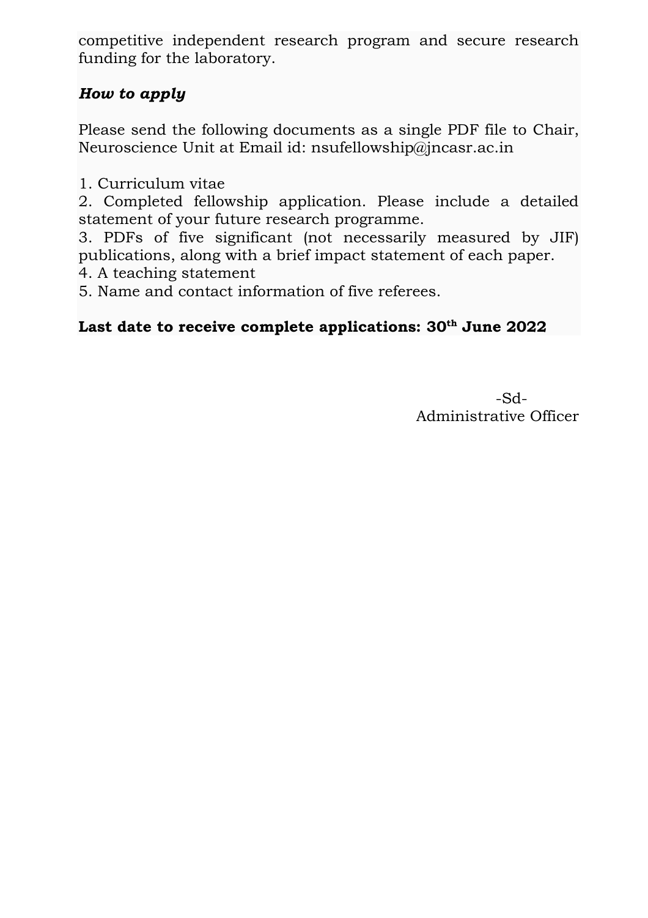competitive independent research program and secure research funding for the laboratory.

***How to apply***

Please send the following documents as a single PDF file to Chair, Neuroscience Unit at Email id: nsufellowship@jncasr.ac.in

1. Curriculum vitae
2. Completed fellowship application. Please include a detailed statement of your future research programme.
3. PDFs of five significant (not necessarily measured by JIF) publications, along with a brief impact statement of each paper.
4. A teaching statement
5. Name and contact information of five referees.

**Last date to receive complete applications: 30th June 2022**

-Sd-
Administrative Officer